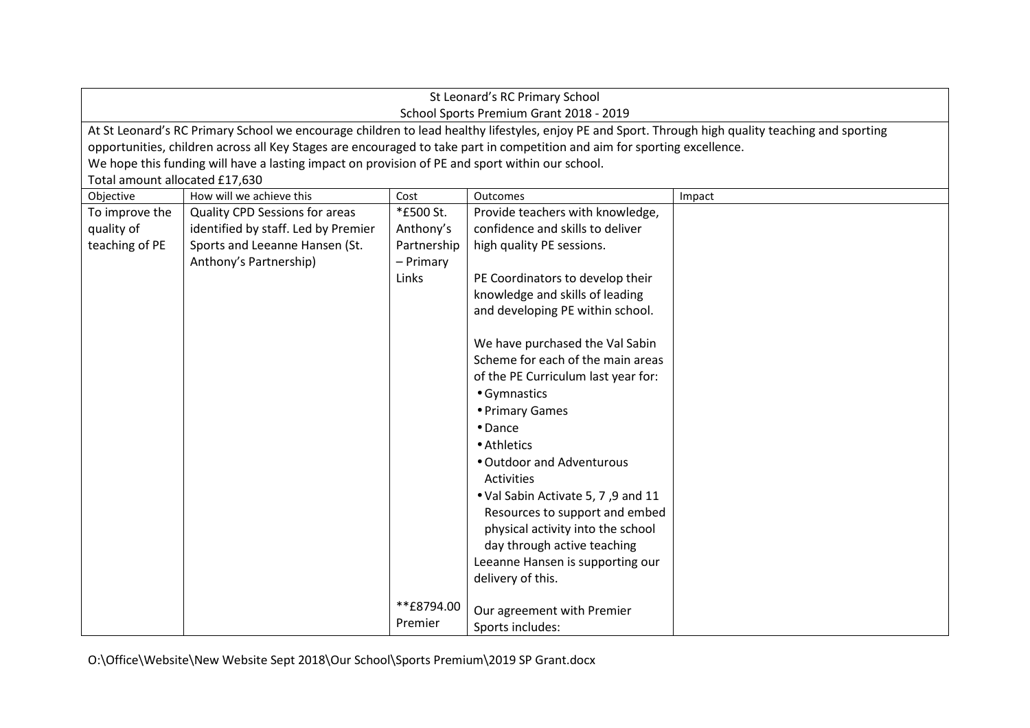St Leonard's RC Primary School

School Sports Premium Grant 2018 - 2019

At St Leonard's RC Primary School we encourage children to lead healthy lifestyles, enjoy PE and Sport. Through high quality teaching and sporting opportunities, children across all Key Stages are encouraged to take part in competition and aim for sporting excellence.

We hope this funding will have a lasting impact on provision of PE and sport within our school.

Total amount allocated £17,630

| Objective | How will we achieve this | Cost | Outcomes | Impact |
|---|---|---|---|---|
| To improve the quality of teaching of PE | Quality CPD Sessions for areas identified by staff. Led by Premier Sports and Leeanne Hansen (St. Anthony's Partnership) | *£500 St. Anthony's Partnership – Primary Links<br><br>**£8794.00 Premier | Provide teachers with knowledge, confidence and skills to deliver high quality PE sessions.<br><br>PE Coordinators to develop their knowledge and skills of leading and developing PE within school.<br><br>We have purchased the Val Sabin Scheme for each of the main areas of the PE Curriculum last year for:<br>• Gymnastics<br>• Primary Games<br>• Dance<br>• Athletics<br>• Outdoor and Adventurous Activities<br>• Val Sabin Activate 5, 7 ,9 and 11 Resources to support and embed physical activity into the school day through active teaching<br>Leeanne Hansen is supporting our delivery of this.<br><br>Our agreement with Premier Sports includes: | |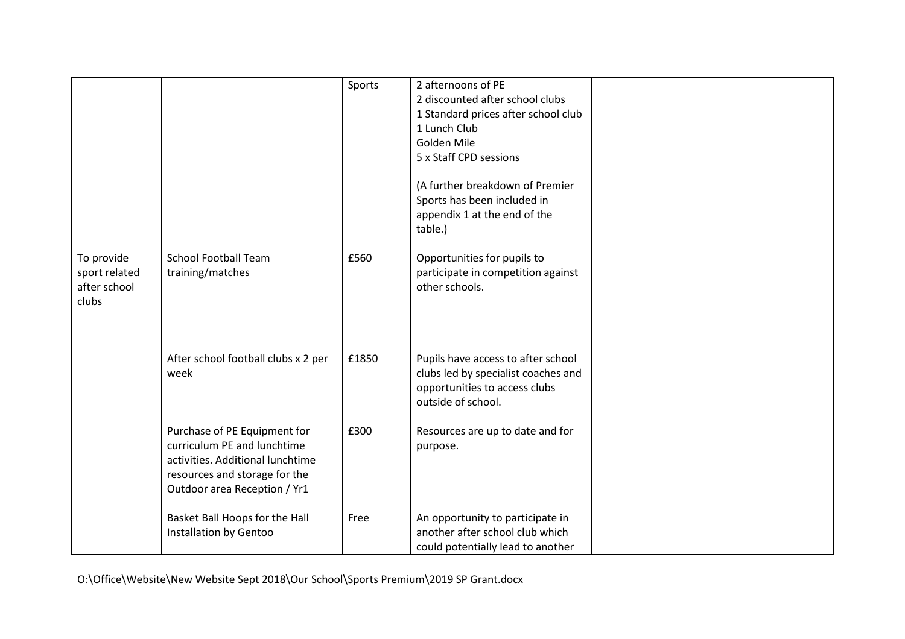| | | | | |
|---|---|---|---|---|
| | | Sports | 2 afternoons of PE<br>2 discounted after school clubs<br>1 Standard prices after school club<br>1 Lunch Club<br>Golden Mile<br>5 x Staff CPD sessions<br><br>(A further breakdown of Premier Sports has been included in appendix 1 at the end of the table.) | |
| To provide sport related after school clubs | School Football Team training/matches | £560 | Opportunities for pupils to participate in competition against other schools. | |
| | After school football clubs x 2 per week | £1850 | Pupils have access to after school clubs led by specialist coaches and opportunities to access clubs outside of school. | |
| | Purchase of PE Equipment for curriculum PE and lunchtime activities. Additional lunchtime resources and storage for the Outdoor area Reception / Yr1 | £300 | Resources are up to date and for purpose. | |
| | Basket Ball Hoops for the Hall Installation by Gentoo | Free | An opportunity to participate in another after school club which could potentially lead to another | |

O:\Office\Website\New Website Sept 2018\Our School\Sports Premium\2019 SP Grant.docx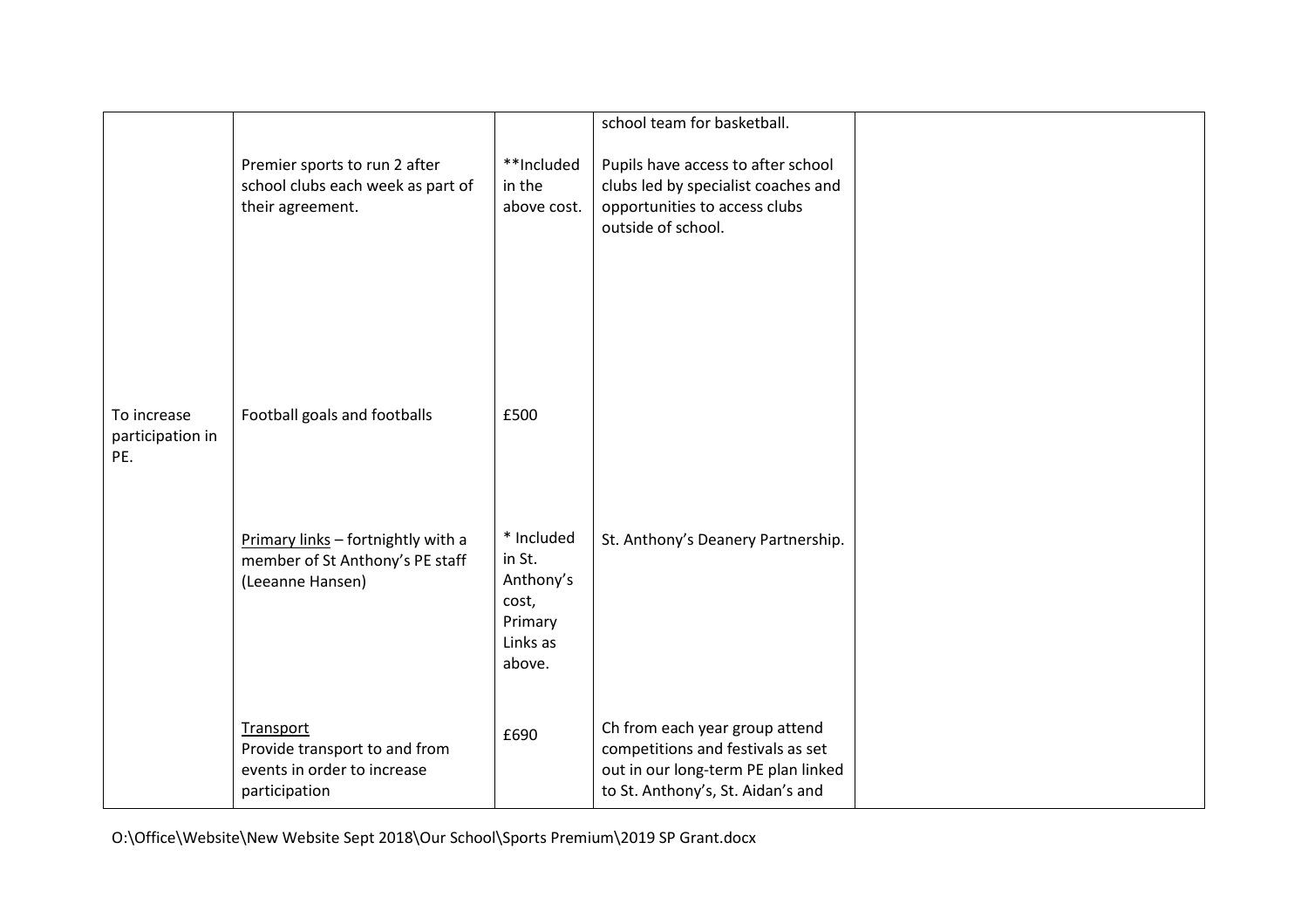| | | | | |
|---|---|---|---|---|
| | Premier sports to run 2 after school clubs each week as part of their agreement. | **Included in the above cost. | school team for basketball.<br><br>Pupils have access to after school clubs led by specialist coaches and opportunities to access clubs outside of school. | |
| To increase participation in PE. | Football goals and footballs | £500 | | |
| | Primary links – fortnightly with a member of St Anthony's PE staff (Leeanne Hansen) | * Included in St. Anthony's cost, Primary Links as above. | St. Anthony's Deanery Partnership. | |
| | Transport<br>Provide transport to and from events in order to increase participation | £690 | Ch from each year group attend competitions and festivals as set out in our long-term PE plan linked to St. Anthony's, St. Aidan's and | |

O:\Office\Website\New Website Sept 2018\Our School\Sports Premium\2019 SP Grant.docx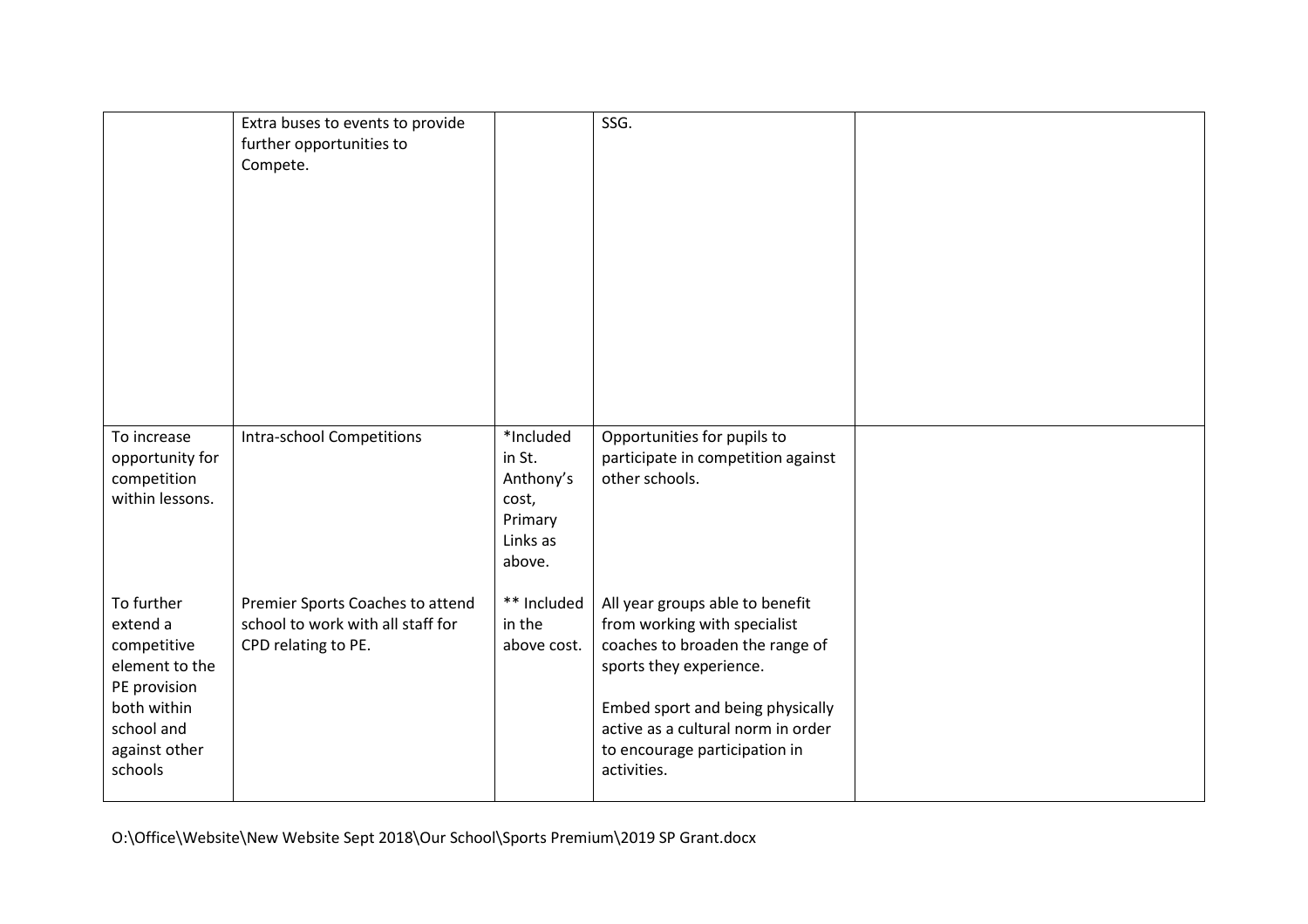| | | | | |
|---|---|---|---|---|
| | Extra buses to events to provide further opportunities to Compete. | | SSG. | |
| To increase opportunity for competition within lessons. | Intra-school Competitions | *Included in St. Anthony's cost, Primary Links as above. | Opportunities for pupils to participate in competition against other schools. | |
| To further extend a competitive element to the PE provision both within school and against other schools | Premier Sports Coaches to attend school to work with all staff for CPD relating to PE. | ** Included in the above cost. | All year groups able to benefit from working with specialist coaches to broaden the range of sports they experience.<br><br>Embed sport and being physically active as a cultural norm in order to encourage participation in activities. | |

O:\Office\Website\New Website Sept 2018\Our School\Sports Premium\2019 SP Grant.docx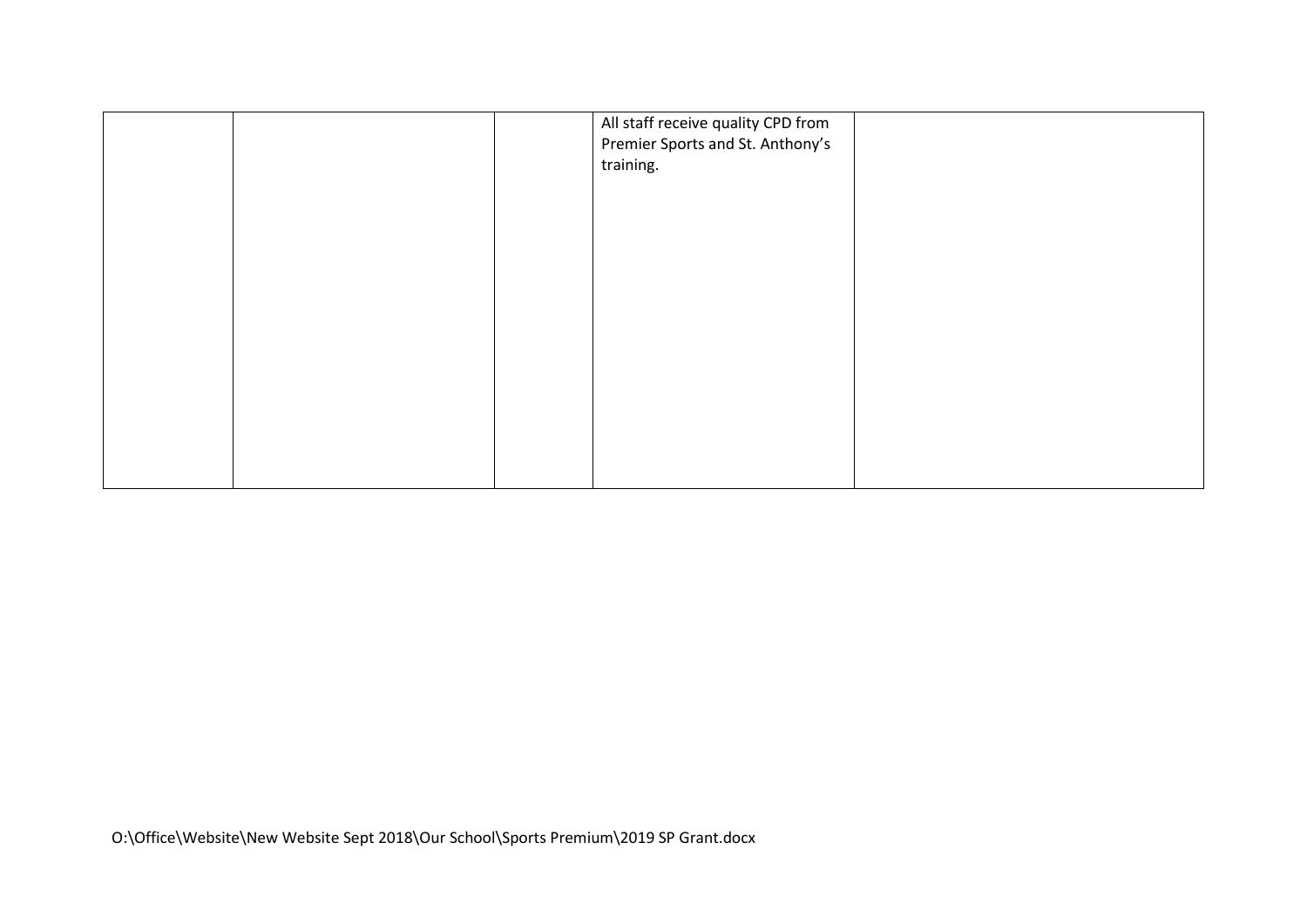| | | | | |
|---|---|---|---|---|
| | | | All staff receive quality CPD from Premier Sports and St. Anthony's training. | |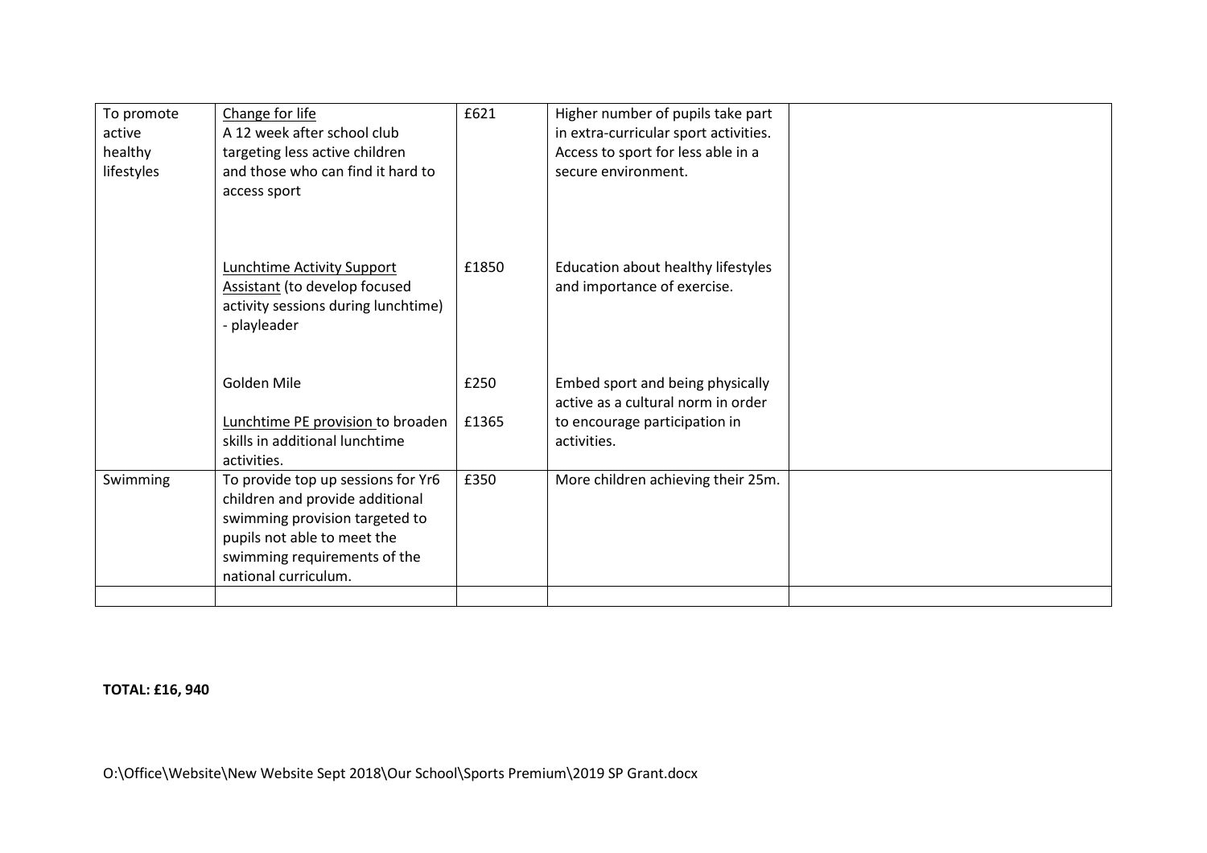| | | | | |
|---|---|---|---|---|
| To promote active healthy lifestyles | Change for life<br>A 12 week after school club targeting less active children and those who can find it hard to access sport | £621 | Higher number of pupils take part in extra-curricular sport activities. Access to sport for less able in a secure environment. | |
| | Lunchtime Activity Support Assistant (to develop focused activity sessions during lunchtime) - playleader | £1850 | Education about healthy lifestyles and importance of exercise. | |
| | Golden Mile | £250 | Embed sport and being physically active as a cultural norm in order to encourage participation in activities. | |
| | Lunchtime PE provision to broaden skills in additional lunchtime activities. | £1365 | | |
| Swimming | To provide top up sessions for Yr6 children and provide additional swimming provision targeted to pupils not able to meet the swimming requirements of the national curriculum. | £350 | More children achieving their 25m. | |
| | | | | |

**TOTAL: £16, 940**

O:\Office\Website\New Website Sept 2018\Our School\Sports Premium\2019 SP Grant.docx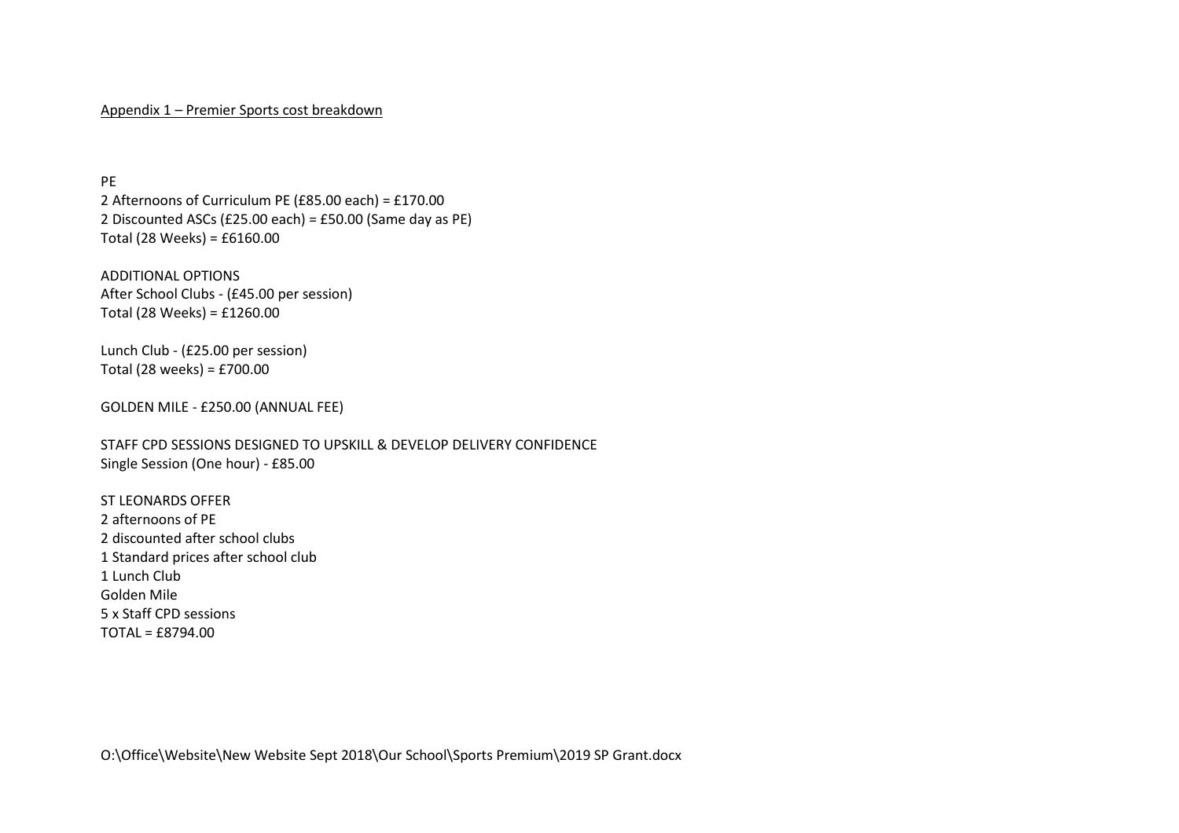<u>Appendix 1 – Premier Sports cost breakdown</u>

PE
2 Afternoons of Curriculum PE (£85.00 each) = £170.00
2 Discounted ASCs (£25.00 each) = £50.00 (Same day as PE)
Total (28 Weeks) = £6160.00

ADDITIONAL OPTIONS
After School Clubs - (£45.00 per session)
Total (28 Weeks) = £1260.00

Lunch Club - (£25.00 per session)
Total (28 weeks) = £700.00

GOLDEN MILE - £250.00 (ANNUAL FEE)

STAFF CPD SESSIONS DESIGNED TO UPSKILL & DEVELOP DELIVERY CONFIDENCE
Single Session (One hour) - £85.00

ST LEONARDS OFFER
2 afternoons of PE
2 discounted after school clubs
1 Standard prices after school club
1 Lunch Club
Golden Mile
5 x Staff CPD sessions
TOTAL = £8794.00

O:\Office\Website\New Website Sept 2018\Our School\Sports Premium\2019 SP Grant.docx